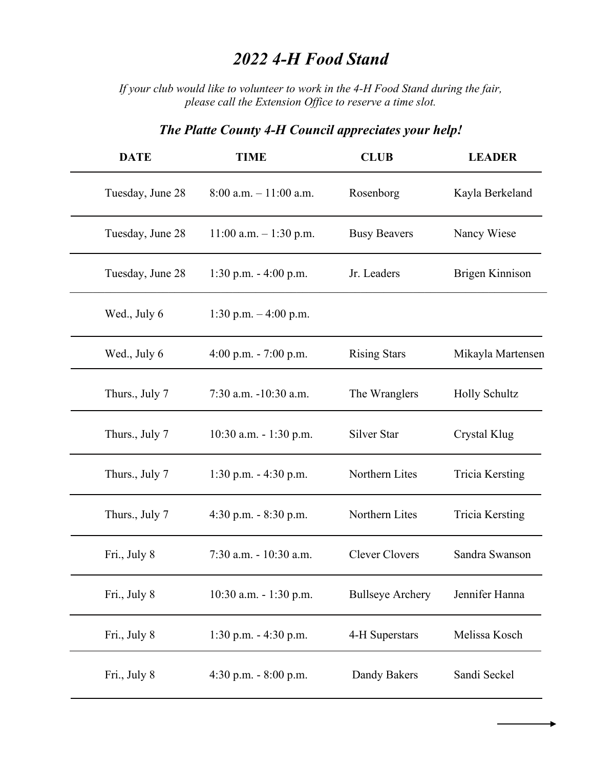# *2022 4-H Food Stand*

*If your club would like to volunteer to work in the 4-H Food Stand during the fair, please call the Extension Office to reserve a time slot.*

## *The Platte County 4-H Council appreciates your help!*

| DATE | TIME | CLUB | LEADER |
|---|---|---|---|
| Tuesday, June 28 | 8:00 a.m. – 11:00 a.m. | Rosenborg | Kayla Berkeland |
| Tuesday, June 28 | 11:00 a.m. – 1:30 p.m. | Busy Beavers | Nancy Wiese |
| Tuesday, June 28 | 1:30 p.m. - 4:00 p.m. | Jr. Leaders | Brigen Kinnison |
| Wed., July 6 | 1:30 p.m. – 4:00 p.m. | | |
| Wed., July 6 | 4:00 p.m. - 7:00 p.m. | Rising Stars | Mikayla Martensen |
| Thurs., July 7 | 7:30 a.m. -10:30 a.m. | The Wranglers | Holly Schultz |
| Thurs., July 7 | 10:30 a.m. - 1:30 p.m. | Silver Star | Crystal Klug |
| Thurs., July 7 | 1:30 p.m. - 4:30 p.m. | Northern Lites | Tricia Kersting |
| Thurs., July 7 | 4:30 p.m. - 8:30 p.m. | Northern Lites | Tricia Kersting |
| Fri., July 8 | 7:30 a.m. - 10:30 a.m. | Clever Clovers | Sandra Swanson |
| Fri., July 8 | 10:30 a.m. - 1:30 p.m. | Bullseye Archery | Jennifer Hanna |
| Fri., July 8 | 1:30 p.m. - 4:30 p.m. | 4-H Superstars | Melissa Kosch |
| Fri., July 8 | 4:30 p.m. - 8:00 p.m. | Dandy Bakers | Sandi Seckel |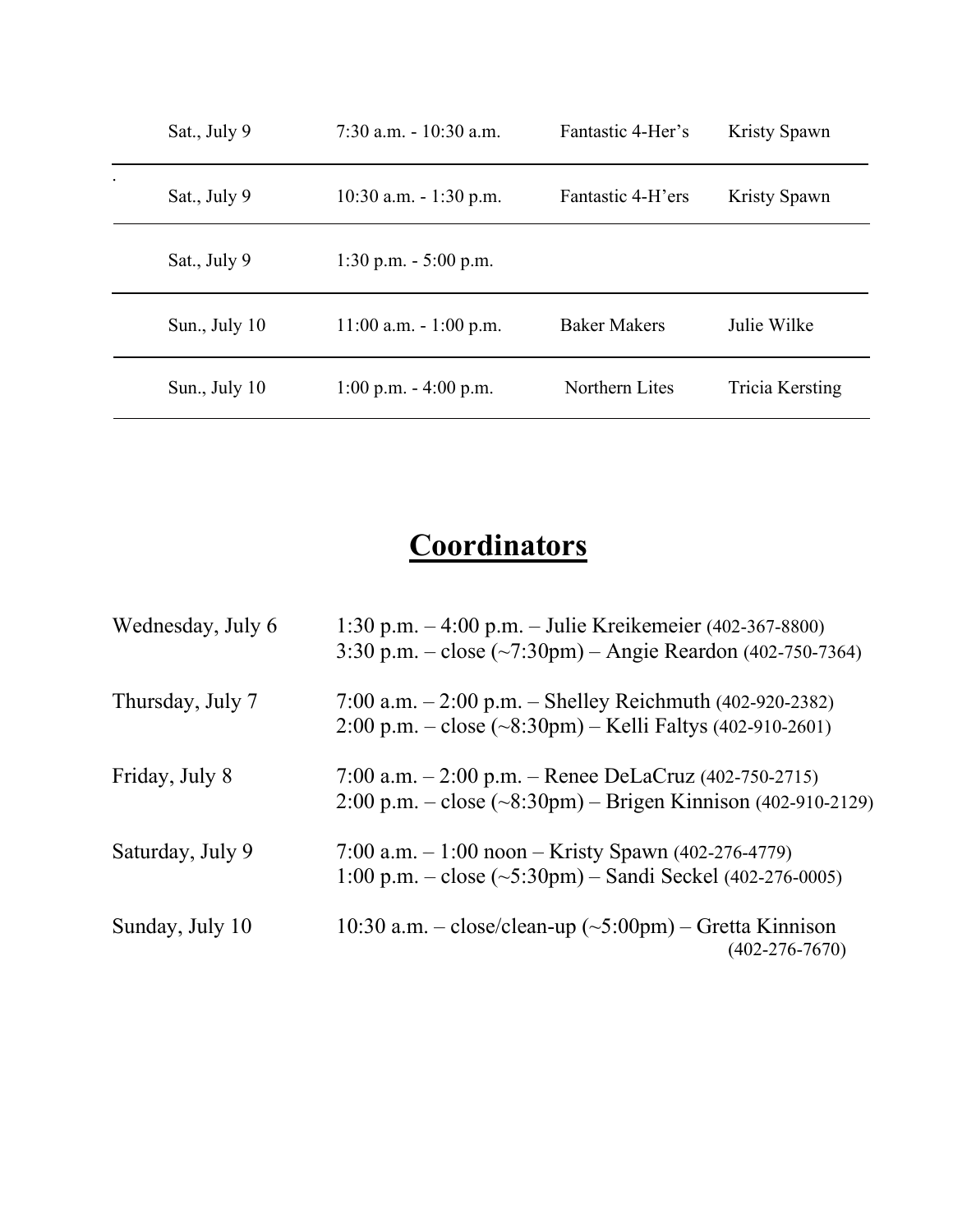| | | | |
|---|---|---|---|
| Sat., July 9 | 7:30 a.m. - 10:30 a.m. | Fantastic 4-Her's | Kristy Spawn |
| Sat., July 9 | 10:30 a.m. - 1:30 p.m. | Fantastic 4-H'ers | Kristy Spawn |
| Sat., July 9 | 1:30 p.m. - 5:00 p.m. | | |
| Sun., July 10 | 11:00 a.m. - 1:00 p.m. | Baker Makers | Julie Wilke |
| Sun., July 10 | 1:00 p.m. - 4:00 p.m. | Northern Lites | Tricia Kersting |

# Coordinators

| | |
|---|---|
| Wednesday, July 6 | 1:30 p.m. – 4:00 p.m. – Julie Kreikemeier (402-367-8800)<br>3:30 p.m. – close (~7:30pm) – Angie Reardon (402-750-7364) |
| Thursday, July 7 | 7:00 a.m. – 2:00 p.m. – Shelley Reichmuth (402-920-2382)<br>2:00 p.m. – close (~8:30pm) – Kelli Faltys (402-910-2601) |
| Friday, July 8 | 7:00 a.m. – 2:00 p.m. – Renee DeLaCruz (402-750-2715)<br>2:00 p.m. – close (~8:30pm) – Brigen Kinnison (402-910-2129) |
| Saturday, July 9 | 7:00 a.m. – 1:00 noon – Kristy Spawn (402-276-4779)<br>1:00 p.m. – close (~5:30pm) – Sandi Seckel (402-276-0005) |
| Sunday, July 10 | 10:30 a.m. – close/clean-up (~5:00pm) – Gretta Kinnison (402-276-7670) |